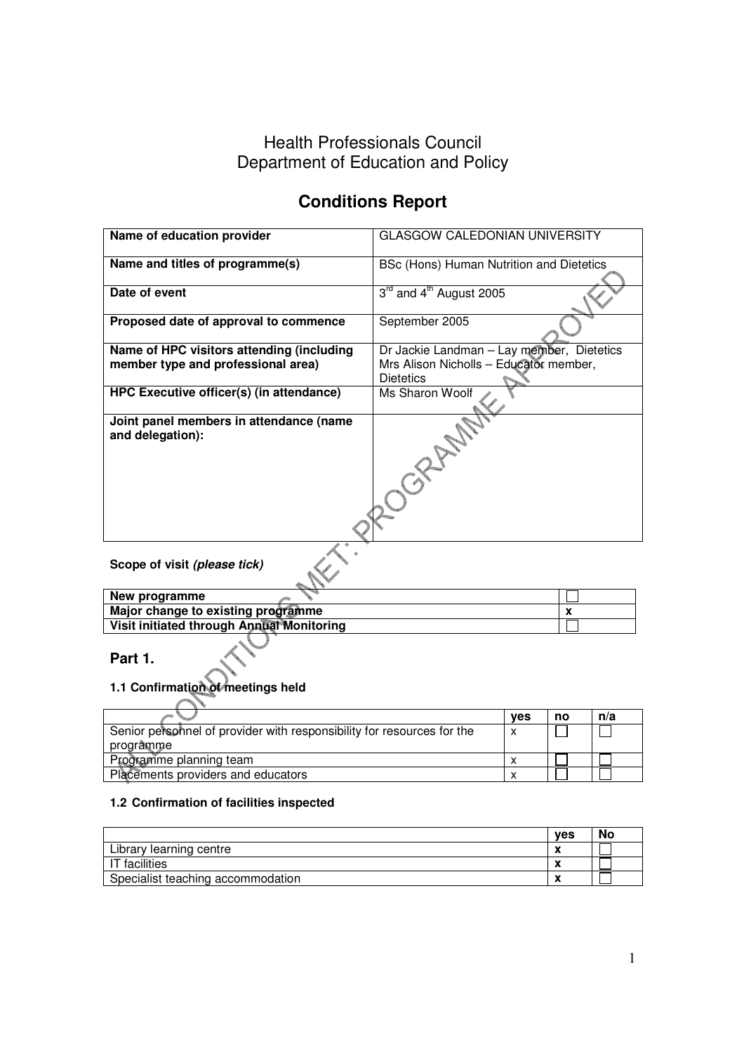# Health Professionals Council
# Department of Education and Policy

## Conditions Report

| Name of education provider | GLASGOW CALEDONIAN UNIVERSITY |
|---|---|
| **Name and titles of programme(s)** | BSc (Hons) Human Nutrition and Dietetics |
| **Date of event** | 3rd and 4th August 2005 |
| **Proposed date of approval to commence** | September 2005 |
| **Name of HPC visitors attending (including member type and professional area)** | Dr Jackie Landman – Lay member, Dietetics<br>Mrs Alison Nicholls – Educator member, Dietetics |
| **HPC Executive officer(s) (in attendance)** | Ms Sharon Woolf |
| **Joint panel members in attendance (name and delegation):** | |

ALL CONDITIONS MET: PROGRAMME APPROVED

**Scope of visit *(please tick)***

| | |
|---|---|
| **New programme** | ☐ |
| **Major change to existing programme** | x |
| **Visit initiated through Annual Monitoring** | ☐ |

## Part 1.

### 1.1 Confirmation of meetings held

| | yes | no | n/a |
|---|---|---|---|
| Senior personnel of provider with responsibility for resources for the programme | x | ☐ | ☐ |
| Programme planning team | x | ☐ | ☐ |
| Placements providers and educators | x | ☐ | ☐ |

### 1.2 Confirmation of facilities inspected

| | yes | No |
|---|---|---|
| Library learning centre | x | ☐ |
| IT facilities | x | ☐ |
| Specialist teaching accommodation | x | ☐ |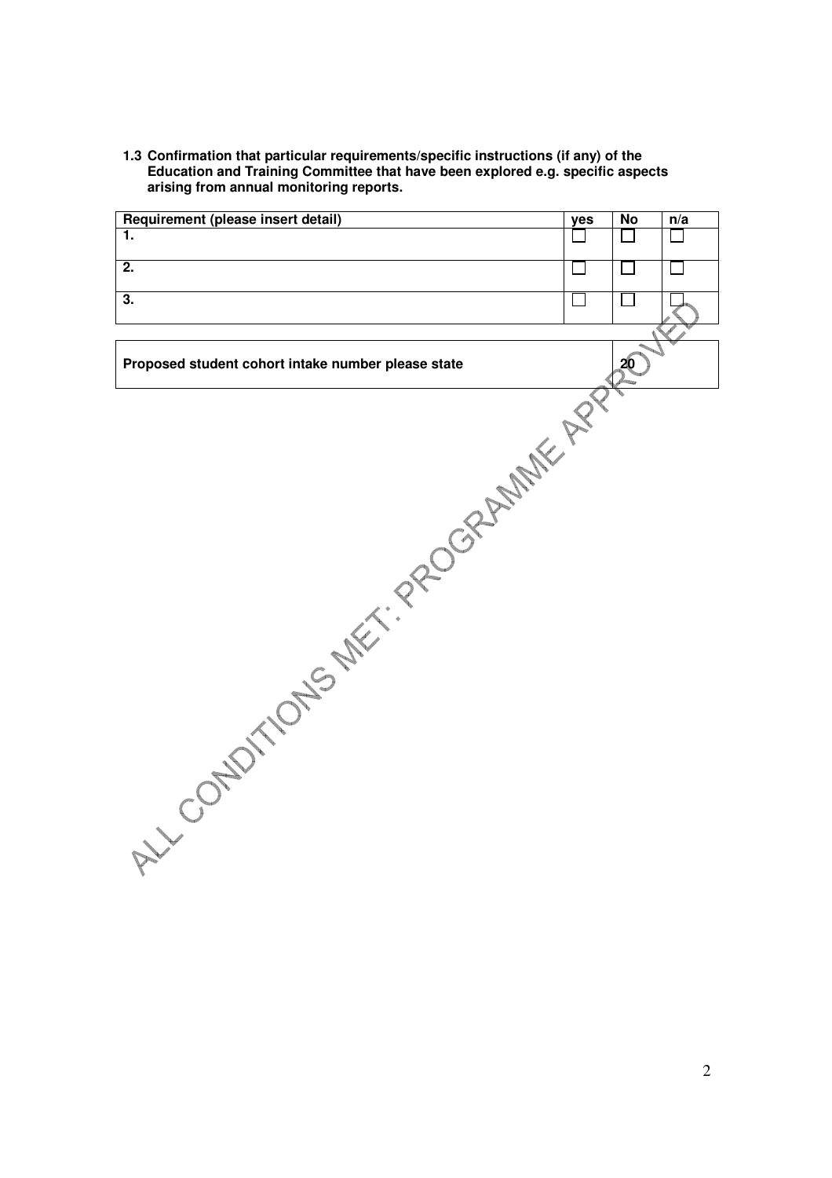**1.3 Confirmation that particular requirements/specific instructions (if any) of the Education and Training Committee that have been explored e.g. specific aspects arising from annual monitoring reports.**

| Requirement (please insert detail) | yes | No | n/a |
|---|---|---|---|
| 1. | ☐ | ☐ | ☐ |
| 2. | ☐ | ☐ | ☐ |
| 3. | ☐ | ☐ | ☐ |

| Proposed student cohort intake number please state | 20 |
|---|---|

ALL CONDITIONS MET: PROGRAMME APPROVED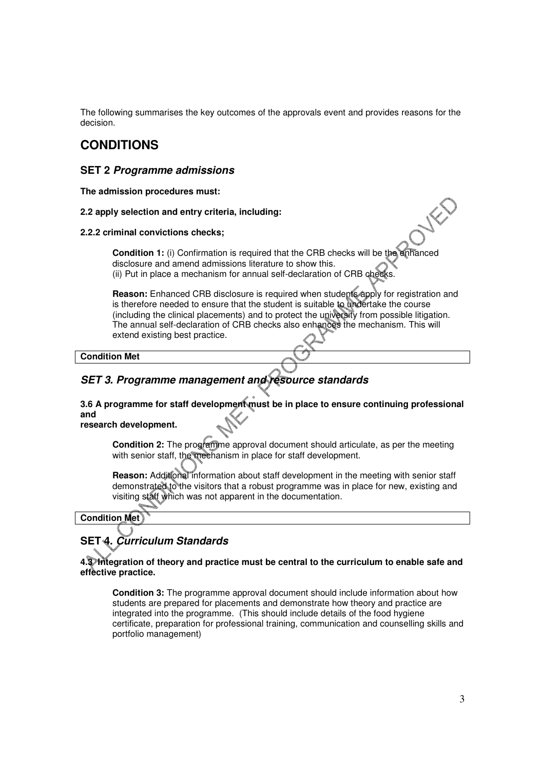The following summarises the key outcomes of the approvals event and provides reasons for the decision.

# CONDITIONS

## SET 2 *Programme admissions*

**The admission procedures must:**

**2.2 apply selection and entry criteria, including:**

**2.2.2 criminal convictions checks;**

**Condition 1:** (i) Confirmation is required that the CRB checks will be the enhanced disclosure and amend admissions literature to show this.
(ii) Put in place a mechanism for annual self-declaration of CRB checks.

**Reason:** Enhanced CRB disclosure is required when students apply for registration and is therefore needed to ensure that the student is suitable to undertake the course (including the clinical placements) and to protect the university from possible litigation. The annual self-declaration of CRB checks also enhances the mechanism. This will extend existing best practice.

| **Condition Met** |
|---|

## *SET 3. Programme management and resource standards*

**3.6 A programme for staff development must be in place to ensure continuing professional and research development.**

**Condition 2:** The programme approval document should articulate, as per the meeting with senior staff, the mechanism in place for staff development.

**Reason:** Additional information about staff development in the meeting with senior staff demonstrated to the visitors that a robust programme was in place for new, existing and visiting staff which was not apparent in the documentation.

| **Condition Met** |
|---|

## SET 4. *Curriculum Standards*

**4.3 Integration of theory and practice must be central to the curriculum to enable safe and effective practice.**

**Condition 3:** The programme approval document should include information about how students are prepared for placements and demonstrate how theory and practice are integrated into the programme. (This should include details of the food hygiene certificate, preparation for professional training, communication and counselling skills and portfolio management)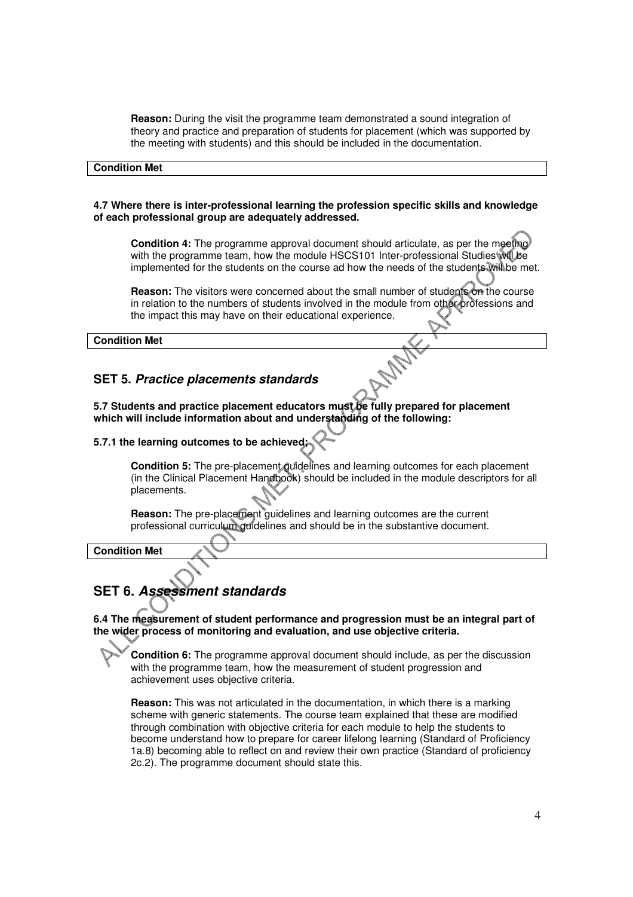**Reason:** During the visit the programme team demonstrated a sound integration of theory and practice and preparation of students for placement (which was supported by the meeting with students) and this should be included in the documentation.

**Condition Met**

**4.7 Where there is inter-professional learning the profession specific skills and knowledge of each professional group are adequately addressed.**

**Condition 4:** The programme approval document should articulate, as per the meeting with the programme team, how the module HSCS101 Inter-professional Studies will be implemented for the students on the course ad how the needs of the students will be met.

**Reason:** The visitors were concerned about the small number of students on the course in relation to the numbers of students involved in the module from other professions and the impact this may have on their educational experience.

**Condition Met**

## SET 5. *Practice placements standards*

**5.7 Students and practice placement educators must be fully prepared for placement which will include information about and understanding of the following:**

**5.7.1 the learning outcomes to be achieved;**

**Condition 5:** The pre-placement guidelines and learning outcomes for each placement (in the Clinical Placement Handbook) should be included in the module descriptors for all placements.

**Reason:** The pre-placement guidelines and learning outcomes are the current professional curriculum guidelines and should be in the substantive document.

**Condition Met**

## SET 6. *Assessment standards*

**6.4 The measurement of student performance and progression must be an integral part of the wider process of monitoring and evaluation, and use objective criteria.**

**Condition 6:** The programme approval document should include, as per the discussion with the programme team, how the measurement of student progression and achievement uses objective criteria.

**Reason:** This was not articulated in the documentation, in which there is a marking scheme with generic statements. The course team explained that these are modified through combination with objective criteria for each module to help the students to become understand how to prepare for career lifelong learning (Standard of Proficiency 1a.8) becoming able to reflect on and review their own practice (Standard of proficiency 2c.2). The programme document should state this.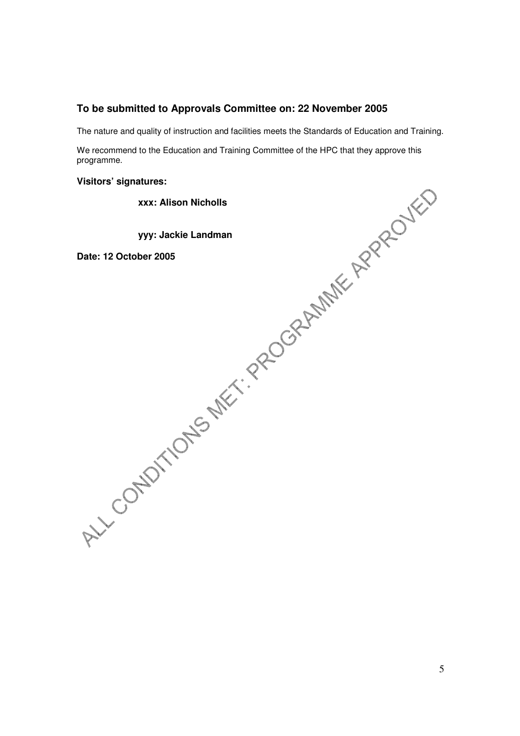### To be submitted to Approvals Committee on: 22 November 2005

The nature and quality of instruction and facilities meets the Standards of Education and Training.

We recommend to the Education and Training Committee of the HPC that they approve this programme.

**Visitors' signatures:**

**xxx: Alison Nicholls**

**yyy: Jackie Landman**

**Date: 12 October 2005**

ALL CONDITIONS MET: PROGRAMME APPROVED